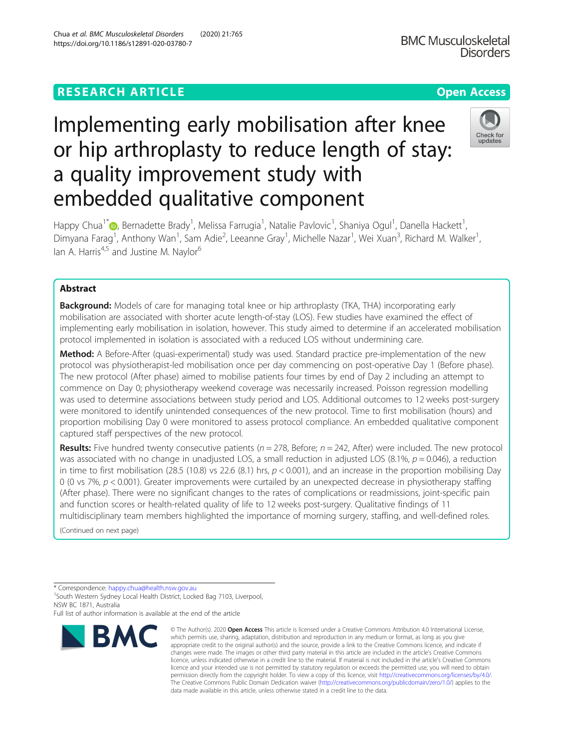RESEARCH ARTICLE

Open Access

# Implementing early mobilisation after knee or hip arthroplasty to reduce length of stay: a quality improvement study with embedded qualitative component

Happy Chua[1*], Bernadette Brady[1], Melissa Farrugia[1], Natalie Pavlovic[1], Shaniya Ogul[1], Danella Hackett[1], Dimyana Farag[1], Anthony Wan[1], Sam Adie[2], Leeanne Gray[1], Michelle Nazar[1], Wei Xuan[3], Richard M. Walker[1], Ian A. Harris[4,5] and Justine M. Naylor[6]

## Abstract

**Background:** Models of care for managing total knee or hip arthroplasty (TKA, THA) incorporating early mobilisation are associated with shorter acute length-of-stay (LOS). Few studies have examined the effect of implementing early mobilisation in isolation, however. This study aimed to determine if an accelerated mobilisation protocol implemented in isolation is associated with a reduced LOS without undermining care.

**Method:** A Before-After (quasi-experimental) study was used. Standard practice pre-implementation of the new protocol was physiotherapist-led mobilisation once per day commencing on post-operative Day 1 (Before phase). The new protocol (After phase) aimed to mobilise patients four times by end of Day 2 including an attempt to commence on Day 0; physiotherapy weekend coverage was necessarily increased. Poisson regression modelling was used to determine associations between study period and LOS. Additional outcomes to 12 weeks post-surgery were monitored to identify unintended consequences of the new protocol. Time to first mobilisation (hours) and proportion mobilising Day 0 were monitored to assess protocol compliance. An embedded qualitative component captured staff perspectives of the new protocol.

**Results:** Five hundred twenty consecutive patients ($n = 278$, Before; $n = 242$, After) were included. The new protocol was associated with no change in unadjusted LOS, a small reduction in adjusted LOS (8.1%, $p = 0.046$), a reduction in time to first mobilisation (28.5 (10.8) vs 22.6 (8.1) hrs, $p < 0.001$), and an increase in the proportion mobilising Day 0 (0 vs 7%, $p < 0.001$). Greater improvements were curtailed by an unexpected decrease in physiotherapy staffing (After phase). There were no significant changes to the rates of complications or readmissions, joint-specific pain and function scores or health-related quality of life to 12 weeks post-surgery. Qualitative findings of 11 multidisciplinary team members highlighted the importance of morning surgery, staffing, and well-defined roles.

(Continued on next page)

* Correspondence: happy.chua@health.nsw.gov.au
[1]South Western Sydney Local Health District, Locked Bag 7103, Liverpool, NSW BC 1871, Australia
Full list of author information is available at the end of the article

© The Author(s). 2020 **Open Access** This article is licensed under a Creative Commons Attribution 4.0 International License, which permits use, sharing, adaptation, distribution and reproduction in any medium or format, as long as you give appropriate credit to the original author(s) and the source, provide a link to the Creative Commons licence, and indicate if changes were made. The images or other third party material in this article are included in the article's Creative Commons licence, unless indicated otherwise in a credit line to the material. If material is not included in the article's Creative Commons licence and your intended use is not permitted by statutory regulation or exceeds the permitted use, you will need to obtain permission directly from the copyright holder. To view a copy of this licence, visit http://creativecommons.org/licenses/by/4.0/. The Creative Commons Public Domain Dedication waiver (http://creativecommons.org/publicdomain/zero/1.0/) applies to the data made available in this article, unless otherwise stated in a credit line to the data.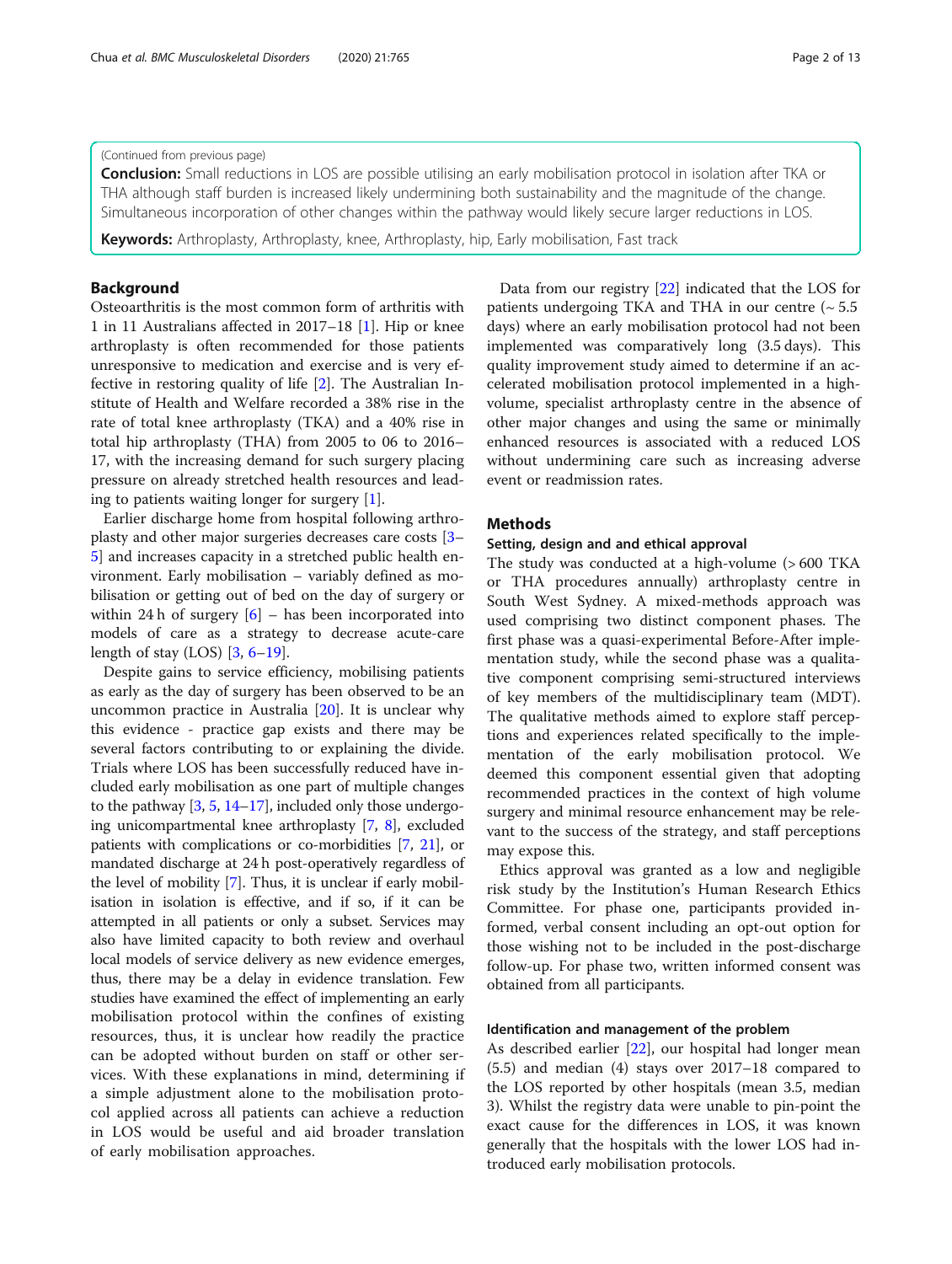(Continued from previous page)

**Conclusion:** Small reductions in LOS are possible utilising an early mobilisation protocol in isolation after TKA or THA although staff burden is increased likely undermining both sustainability and the magnitude of the change. Simultaneous incorporation of other changes within the pathway would likely secure larger reductions in LOS.

**Keywords:** Arthroplasty, Arthroplasty, knee, Arthroplasty, hip, Early mobilisation, Fast track

## Background

Osteoarthritis is the most common form of arthritis with 1 in 11 Australians affected in 2017–18 [1]. Hip or knee arthroplasty is often recommended for those patients unresponsive to medication and exercise and is very effective in restoring quality of life [2]. The Australian Institute of Health and Welfare recorded a 38% rise in the rate of total knee arthroplasty (TKA) and a 40% rise in total hip arthroplasty (THA) from 2005 to 06 to 2016–17, with the increasing demand for such surgery placing pressure on already stretched health resources and leading to patients waiting longer for surgery [1].

Earlier discharge home from hospital following arthroplasty and other major surgeries decreases care costs [3–5] and increases capacity in a stretched public health environment. Early mobilisation – variably defined as mobilisation or getting out of bed on the day of surgery or within 24 h of surgery [6] – has been incorporated into models of care as a strategy to decrease acute-care length of stay (LOS) [3, 6–19].

Despite gains to service efficiency, mobilising patients as early as the day of surgery has been observed to be an uncommon practice in Australia [20]. It is unclear why this evidence - practice gap exists and there may be several factors contributing to or explaining the divide. Trials where LOS has been successfully reduced have included early mobilisation as one part of multiple changes to the pathway [3, 5, 14–17], included only those undergoing unicompartmental knee arthroplasty [7, 8], excluded patients with complications or co-morbidities [7, 21], or mandated discharge at 24 h post-operatively regardless of the level of mobility [7]. Thus, it is unclear if early mobilisation in isolation is effective, and if so, if it can be attempted in all patients or only a subset. Services may also have limited capacity to both review and overhaul local models of service delivery as new evidence emerges, thus, there may be a delay in evidence translation. Few studies have examined the effect of implementing an early mobilisation protocol within the confines of existing resources, thus, it is unclear how readily the practice can be adopted without burden on staff or other services. With these explanations in mind, determining if a simple adjustment alone to the mobilisation protocol applied across all patients can achieve a reduction in LOS would be useful and aid broader translation of early mobilisation approaches.

Data from our registry [22] indicated that the LOS for patients undergoing TKA and THA in our centre (~ 5.5 days) where an early mobilisation protocol had not been implemented was comparatively long (3.5 days). This quality improvement study aimed to determine if an accelerated mobilisation protocol implemented in a high-volume, specialist arthroplasty centre in the absence of other major changes and using the same or minimally enhanced resources is associated with a reduced LOS without undermining care such as increasing adverse event or readmission rates.

## Methods

### Setting, design and and ethical approval

The study was conducted at a high-volume (> 600 TKA or THA procedures annually) arthroplasty centre in South West Sydney. A mixed-methods approach was used comprising two distinct component phases. The first phase was a quasi-experimental Before-After implementation study, while the second phase was a qualitative component comprising semi-structured interviews of key members of the multidisciplinary team (MDT). The qualitative methods aimed to explore staff perceptions and experiences related specifically to the implementation of the early mobilisation protocol. We deemed this component essential given that adopting recommended practices in the context of high volume surgery and minimal resource enhancement may be relevant to the success of the strategy, and staff perceptions may expose this.

Ethics approval was granted as a low and negligible risk study by the Institution's Human Research Ethics Committee. For phase one, participants provided informed, verbal consent including an opt-out option for those wishing not to be included in the post-discharge follow-up. For phase two, written informed consent was obtained from all participants.

### Identification and management of the problem

As described earlier [22], our hospital had longer mean (5.5) and median (4) stays over 2017–18 compared to the LOS reported by other hospitals (mean 3.5, median 3). Whilst the registry data were unable to pin-point the exact cause for the differences in LOS, it was known generally that the hospitals with the lower LOS had introduced early mobilisation protocols.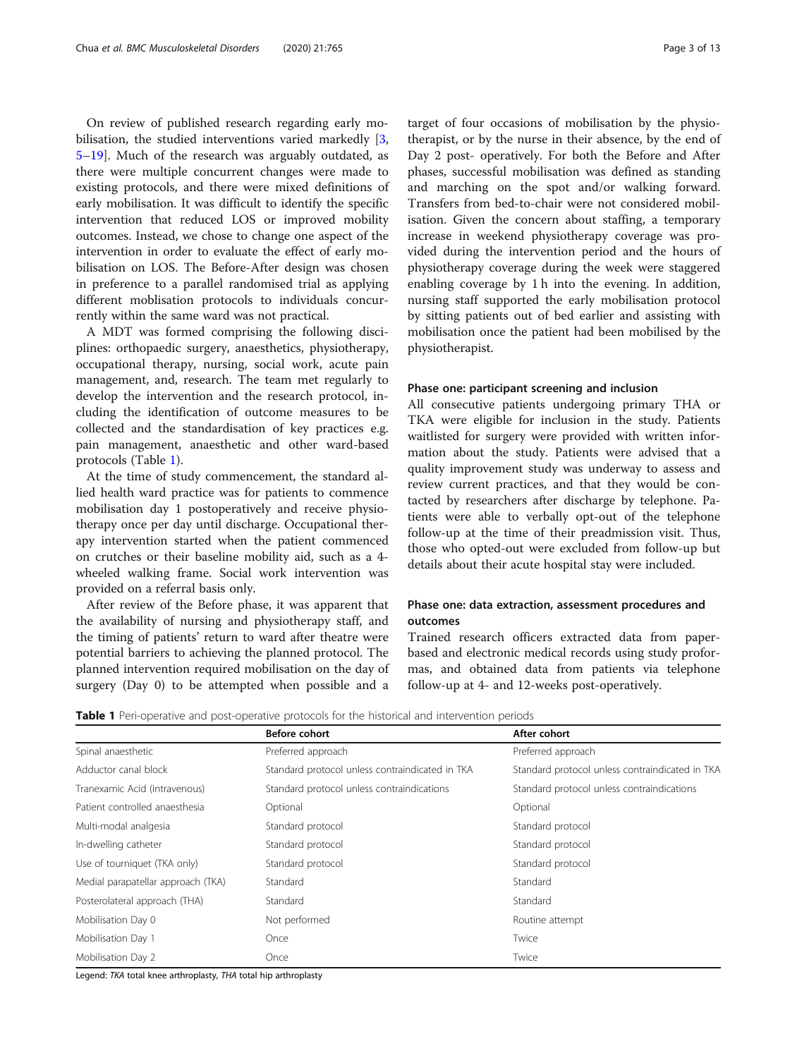On review of published research regarding early mobilisation, the studied interventions varied markedly [3, 5–19]. Much of the research was arguably outdated, as there were multiple concurrent changes were made to existing protocols, and there were mixed definitions of early mobilisation. It was difficult to identify the specific intervention that reduced LOS or improved mobility outcomes. Instead, we chose to change one aspect of the intervention in order to evaluate the effect of early mobilisation on LOS. The Before-After design was chosen in preference to a parallel randomised trial as applying different moblisation protocols to individuals concurrently within the same ward was not practical.

A MDT was formed comprising the following disciplines: orthopaedic surgery, anaesthetics, physiotherapy, occupational therapy, nursing, social work, acute pain management, and, research. The team met regularly to develop the intervention and the research protocol, including the identification of outcome measures to be collected and the standardisation of key practices e.g. pain management, anaesthetic and other ward-based protocols (Table 1).

At the time of study commencement, the standard allied health ward practice was for patients to commence mobilisation day 1 postoperatively and receive physiotherapy once per day until discharge. Occupational therapy intervention started when the patient commenced on crutches or their baseline mobility aid, such as a 4-wheeled walking frame. Social work intervention was provided on a referral basis only.

After review of the Before phase, it was apparent that the availability of nursing and physiotherapy staff, and the timing of patients' return to ward after theatre were potential barriers to achieving the planned protocol. The planned intervention required mobilisation on the day of surgery (Day 0) to be attempted when possible and a target of four occasions of mobilisation by the physiotherapist, or by the nurse in their absence, by the end of Day 2 post- operatively. For both the Before and After phases, successful mobilisation was defined as standing and marching on the spot and/or walking forward. Transfers from bed-to-chair were not considered mobilisation. Given the concern about staffing, a temporary increase in weekend physiotherapy coverage was provided during the intervention period and the hours of physiotherapy coverage during the week were staggered enabling coverage by 1 h into the evening. In addition, nursing staff supported the early mobilisation protocol by sitting patients out of bed earlier and assisting with mobilisation once the patient had been mobilised by the physiotherapist.

### Phase one: participant screening and inclusion

All consecutive patients undergoing primary THA or TKA were eligible for inclusion in the study. Patients waitlisted for surgery were provided with written information about the study. Patients were advised that a quality improvement study was underway to assess and review current practices, and that they would be contacted by researchers after discharge by telephone. Patients were able to verbally opt-out of the telephone follow-up at the time of their preadmission visit. Thus, those who opted-out were excluded from follow-up but details about their acute hospital stay were included.

### Phase one: data extraction, assessment procedures and outcomes

Trained research officers extracted data from paper-based and electronic medical records using study proformas, and obtained data from patients via telephone follow-up at 4- and 12-weeks post-operatively.

**Table 1** Peri-operative and post-operative protocols for the historical and intervention periods

| | Before cohort | After cohort |
|---|---|---|
| Spinal anaesthetic | Preferred approach | Preferred approach |
| Adductor canal block | Standard protocol unless contraindicated in TKA | Standard protocol unless contraindicated in TKA |
| Tranexamic Acid (intravenous) | Standard protocol unless contraindications | Standard protocol unless contraindications |
| Patient controlled anaesthesia | Optional | Optional |
| Multi-modal analgesia | Standard protocol | Standard protocol |
| In-dwelling catheter | Standard protocol | Standard protocol |
| Use of tourniquet (TKA only) | Standard protocol | Standard protocol |
| Medial parapatellar approach (TKA) | Standard | Standard |
| Posterolateral approach (THA) | Standard | Standard |
| Mobilisation Day 0 | Not performed | Routine attempt |
| Mobilisation Day 1 | Once | Twice |
| Mobilisation Day 2 | Once | Twice |

Legend: *TKA* total knee arthroplasty, *THA* total hip arthroplasty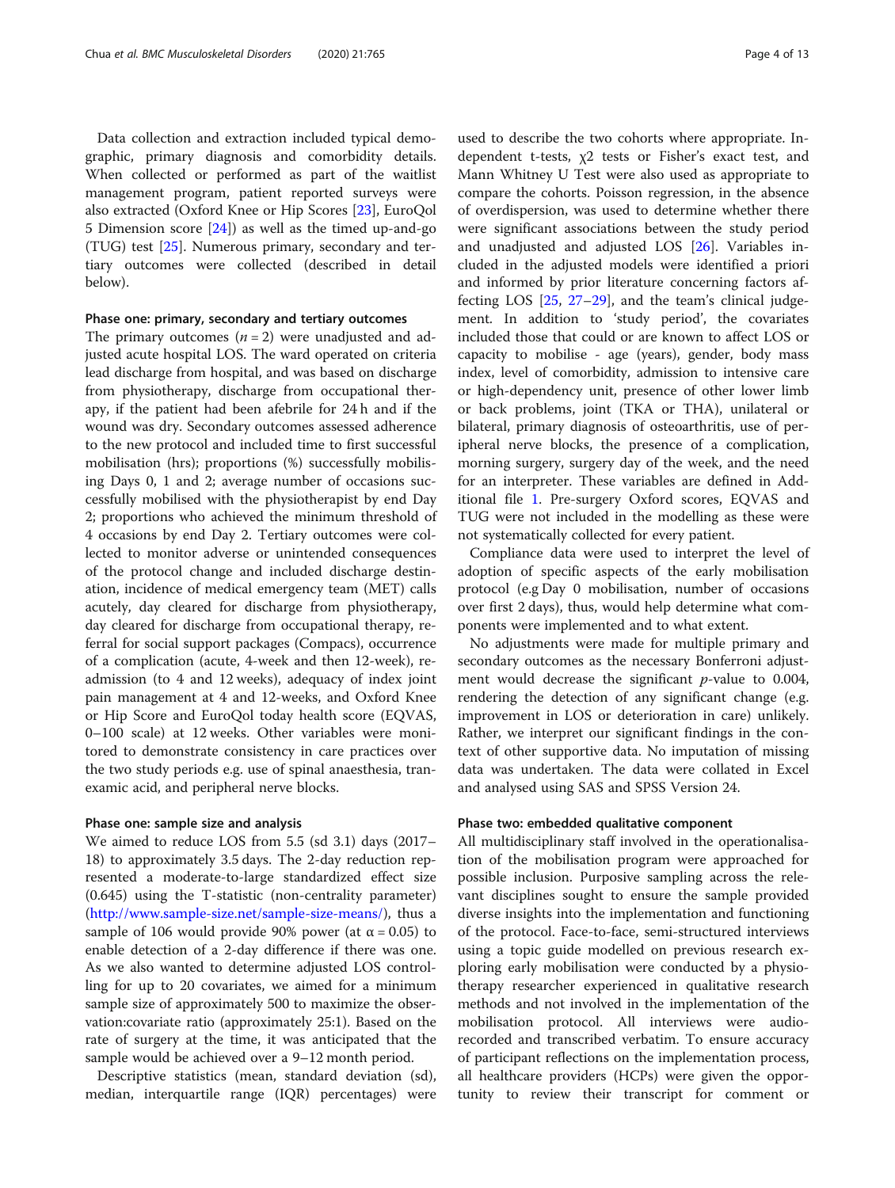Data collection and extraction included typical demographic, primary diagnosis and comorbidity details. When collected or performed as part of the waitlist management program, patient reported surveys were also extracted (Oxford Knee or Hip Scores [23], EuroQol 5 Dimension score [24]) as well as the timed up-and-go (TUG) test [25]. Numerous primary, secondary and tertiary outcomes were collected (described in detail below).

### Phase one: primary, secondary and tertiary outcomes

The primary outcomes ($n = 2$) were unadjusted and adjusted acute hospital LOS. The ward operated on criteria lead discharge from hospital, and was based on discharge from physiotherapy, discharge from occupational therapy, if the patient had been afebrile for 24 h and if the wound was dry. Secondary outcomes assessed adherence to the new protocol and included time to first successful mobilisation (hrs); proportions (%) successfully mobilising Days 0, 1 and 2; average number of occasions successfully mobilised with the physiotherapist by end Day 2; proportions who achieved the minimum threshold of 4 occasions by end Day 2. Tertiary outcomes were collected to monitor adverse or unintended consequences of the protocol change and included discharge destination, incidence of medical emergency team (MET) calls acutely, day cleared for discharge from physiotherapy, day cleared for discharge from occupational therapy, referral for social support packages (Compacs), occurrence of a complication (acute, 4-week and then 12-week), readmission (to 4 and 12 weeks), adequacy of index joint pain management at 4 and 12-weeks, and Oxford Knee or Hip Score and EuroQol today health score (EQVAS, 0–100 scale) at 12 weeks. Other variables were monitored to demonstrate consistency in care practices over the two study periods e.g. use of spinal anaesthesia, tranexamic acid, and peripheral nerve blocks.

### Phase one: sample size and analysis

We aimed to reduce LOS from 5.5 (sd 3.1) days (2017–18) to approximately 3.5 days. The 2-day reduction represented a moderate-to-large standardized effect size (0.645) using the T-statistic (non-centrality parameter) (http://www.sample-size.net/sample-size-means/), thus a sample of 106 would provide 90% power (at $\alpha = 0.05$) to enable detection of a 2-day difference if there was one. As we also wanted to determine adjusted LOS controlling for up to 20 covariates, we aimed for a minimum sample size of approximately 500 to maximize the observation:covariate ratio (approximately 25:1). Based on the rate of surgery at the time, it was anticipated that the sample would be achieved over a 9–12 month period.

Descriptive statistics (mean, standard deviation (sd), median, interquartile range (IQR) percentages) were used to describe the two cohorts where appropriate. Independent t-tests, $\chi 2$ tests or Fisher's exact test, and Mann Whitney U Test were also used as appropriate to compare the cohorts. Poisson regression, in the absence of overdispersion, was used to determine whether there were significant associations between the study period and unadjusted and adjusted LOS [26]. Variables included in the adjusted models were identified a priori and informed by prior literature concerning factors affecting LOS [25, 27–29], and the team's clinical judgement. In addition to 'study period', the covariates included those that could or are known to affect LOS or capacity to mobilise - age (years), gender, body mass index, level of comorbidity, admission to intensive care or high-dependency unit, presence of other lower limb or back problems, joint (TKA or THA), unilateral or bilateral, primary diagnosis of osteoarthritis, use of peripheral nerve blocks, the presence of a complication, morning surgery, surgery day of the week, and the need for an interpreter. These variables are defined in Additional file 1. Pre-surgery Oxford scores, EQVAS and TUG were not included in the modelling as these were not systematically collected for every patient.

Compliance data were used to interpret the level of adoption of specific aspects of the early mobilisation protocol (e.g Day 0 mobilisation, number of occasions over first 2 days), thus, would help determine what components were implemented and to what extent.

No adjustments were made for multiple primary and secondary outcomes as the necessary Bonferroni adjustment would decrease the significant $p$-value to 0.004, rendering the detection of any significant change (e.g. improvement in LOS or deterioration in care) unlikely. Rather, we interpret our significant findings in the context of other supportive data. No imputation of missing data was undertaken. The data were collated in Excel and analysed using SAS and SPSS Version 24.

### Phase two: embedded qualitative component

All multidisciplinary staff involved in the operationalisation of the mobilisation program were approached for possible inclusion. Purposive sampling across the relevant disciplines sought to ensure the sample provided diverse insights into the implementation and functioning of the protocol. Face-to-face, semi-structured interviews using a topic guide modelled on previous research exploring early mobilisation were conducted by a physiotherapy researcher experienced in qualitative research methods and not involved in the implementation of the mobilisation protocol. All interviews were audio-recorded and transcribed verbatim. To ensure accuracy of participant reflections on the implementation process, all healthcare providers (HCPs) were given the opportunity to review their transcript for comment or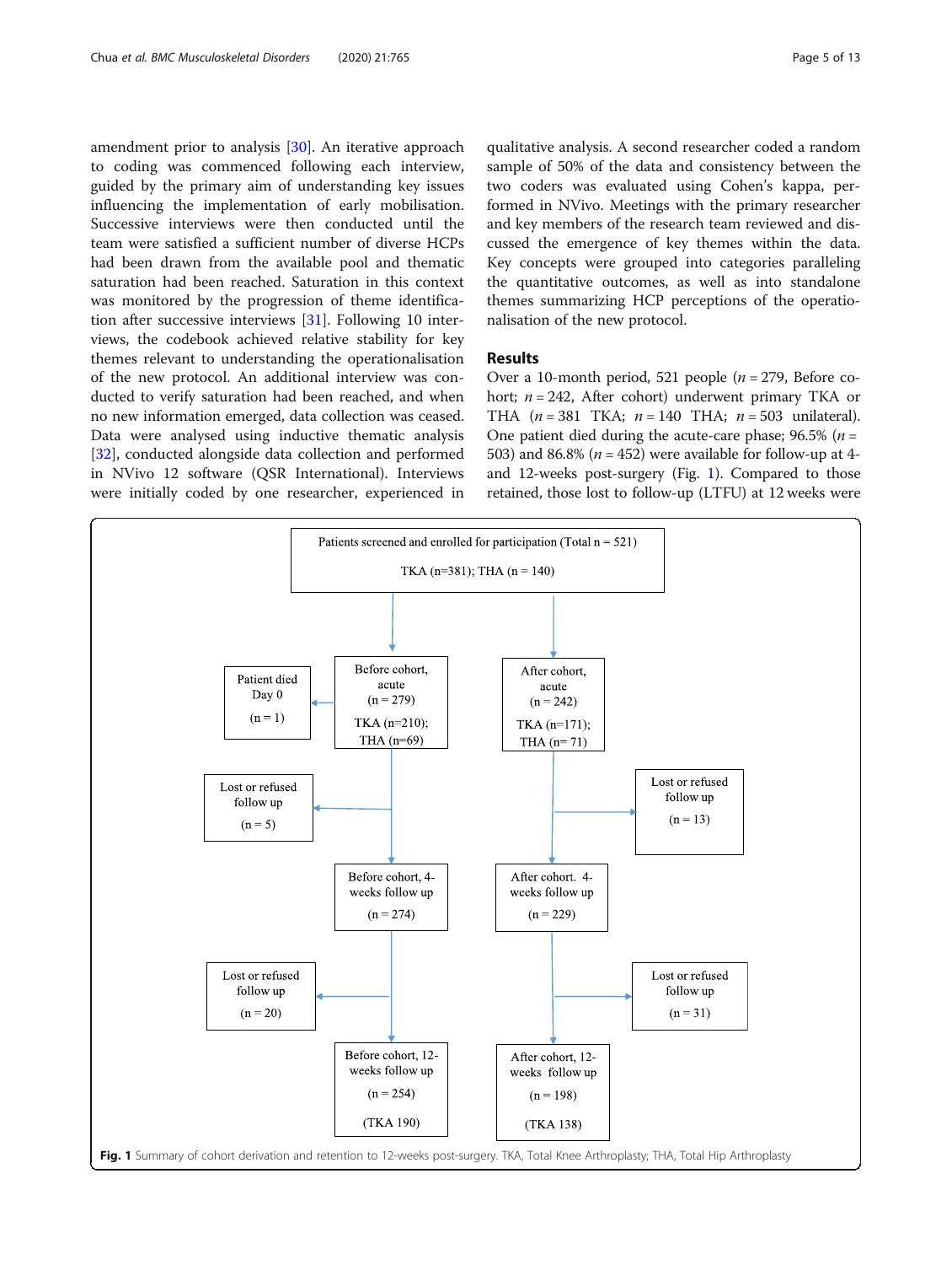amendment prior to analysis [30]. An iterative approach to coding was commenced following each interview, guided by the primary aim of understanding key issues influencing the implementation of early mobilisation. Successive interviews were then conducted until the team were satisfied a sufficient number of diverse HCPs had been drawn from the available pool and thematic saturation had been reached. Saturation in this context was monitored by the progression of theme identification after successive interviews [31]. Following 10 interviews, the codebook achieved relative stability for key themes relevant to understanding the operationalisation of the new protocol. An additional interview was conducted to verify saturation had been reached, and when no new information emerged, data collection was ceased. Data were analysed using inductive thematic analysis [32], conducted alongside data collection and performed in NVivo 12 software (QSR International). Interviews were initially coded by one researcher, experienced in qualitative analysis. A second researcher coded a random sample of 50% of the data and consistency between the two coders was evaluated using Cohen's kappa, performed in NVivo. Meetings with the primary researcher and key members of the research team reviewed and discussed the emergence of key themes within the data. Key concepts were grouped into categories paralleling the quantitative outcomes, as well as into standalone themes summarizing HCP perceptions of the operationalisation of the new protocol.

## Results

Over a 10-month period, 521 people ($n = 279$, Before cohort; $n = 242$, After cohort) underwent primary TKA or THA ($n = 381$ TKA; $n = 140$ THA; $n = 503$ unilateral). One patient died during the acute-care phase; 96.5% ($n = 503$) and 86.8% ($n = 452$) were available for follow-up at 4- and 12-weeks post-surgery (Fig. 1). Compared to those retained, those lost to follow-up (LTFU) at 12 weeks were

Patients screened and enrolled for participation (Total n = 521)
TKA (n=381); THA (n = 140)

- Before cohort, acute (n = 279) TKA (n=210); THA (n=69)
  - Patient died Day 0 (n = 1)
  - Lost or refused follow up (n = 5)
  - Before cohort, 4-weeks follow up (n = 274)
  - Lost or refused follow up (n = 20)
  - Before cohort, 12-weeks follow up (n = 254) (TKA 190)
- After cohort, acute (n = 242) TKA (n=171); THA (n= 71)
  - Lost or refused follow up (n = 13)
  - After cohort. 4-weeks follow up (n = 229)
  - Lost or refused follow up (n = 31)
  - After cohort, 12-weeks follow up (n = 198) (TKA 138)

**Fig. 1** Summary of cohort derivation and retention to 12-weeks post-surgery. TKA, Total Knee Arthroplasty; THA, Total Hip Arthroplasty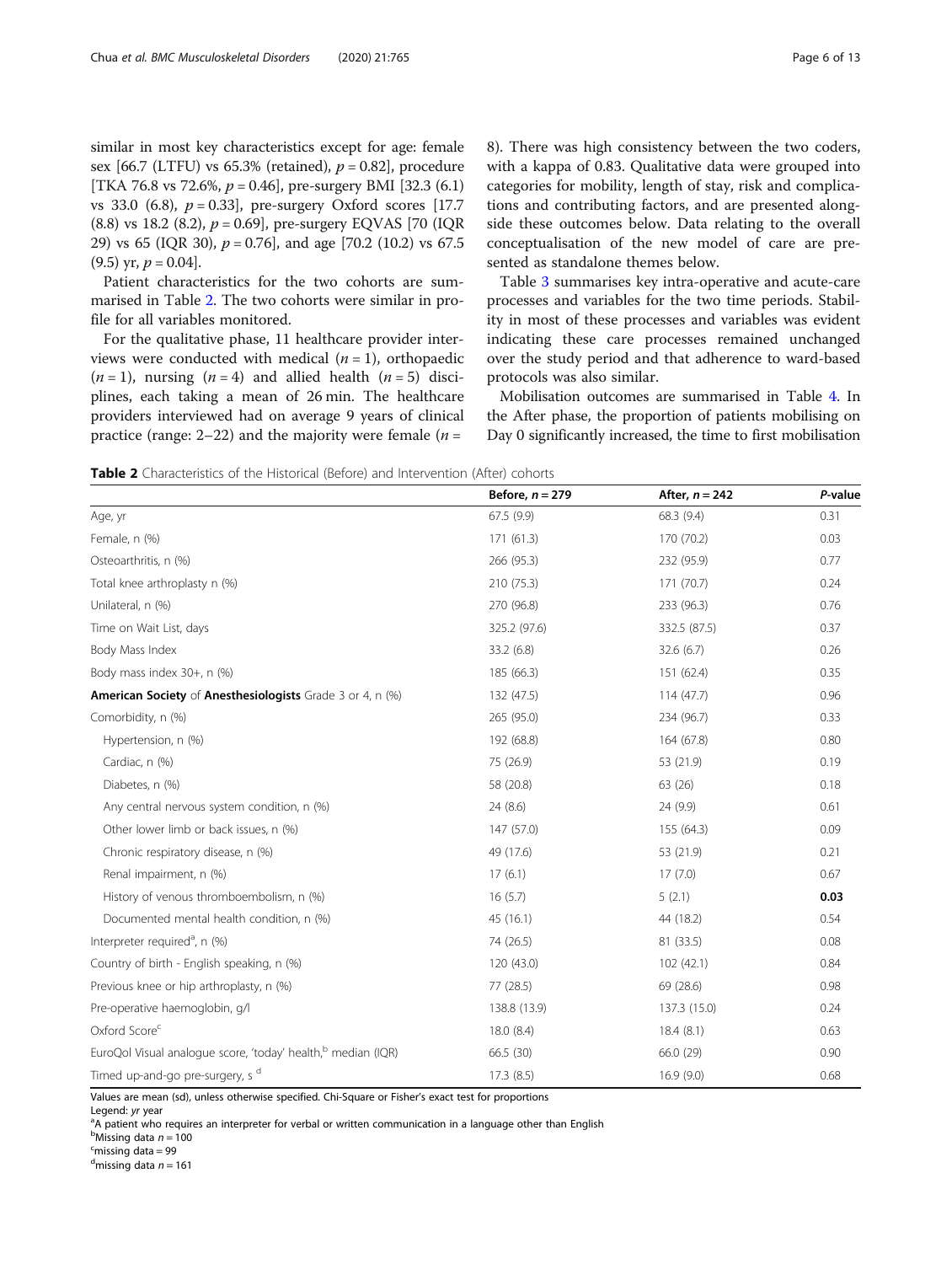similar in most key characteristics except for age: female sex [66.7 (LTFU) vs 65.3% (retained), $p = 0.82$], procedure [TKA 76.8 vs 72.6%, $p = 0.46$], pre-surgery BMI [32.3 (6.1) vs 33.0 (6.8), $p = 0.33$], pre-surgery Oxford scores [17.7 (8.8) vs 18.2 (8.2), $p = 0.69$], pre-surgery EQVAS [70 (IQR 29) vs 65 (IQR 30), $p = 0.76$], and age [70.2 (10.2) vs 67.5 (9.5) yr, $p = 0.04$].

Patient characteristics for the two cohorts are summarised in Table 2. The two cohorts were similar in profile for all variables monitored.

For the qualitative phase, 11 healthcare provider interviews were conducted with medical ($n = 1$), orthopaedic ($n = 1$), nursing ($n = 4$) and allied health ($n = 5$) disciplines, each taking a mean of 26 min. The healthcare providers interviewed had on average 9 years of clinical practice (range: 2–22) and the majority were female ($n = 8$). There was high consistency between the two coders, with a kappa of 0.83. Qualitative data were grouped into categories for mobility, length of stay, risk and complications and contributing factors, and are presented alongside these outcomes below. Data relating to the overall conceptualisation of the new model of care are presented as standalone themes below.

Table 3 summarises key intra-operative and acute-care processes and variables for the two time periods. Stability in most of these processes and variables was evident indicating these care processes remained unchanged over the study period and that adherence to ward-based protocols was also similar.

Mobilisation outcomes are summarised in Table 4. In the After phase, the proportion of patients mobilising on Day 0 significantly increased, the time to first mobilisation

**Table 2** Characteristics of the Historical (Before) and Intervention (After) cohorts

| | Before, $n = 279$ | After, $n = 242$ | *P*-value |
|---|---|---|---|
| Age, yr | 67.5 (9.9) | 68.3 (9.4) | 0.31 |
| Female, n (%) | 171 (61.3) | 170 (70.2) | 0.03 |
| Osteoarthritis, n (%) | 266 (95.3) | 232 (95.9) | 0.77 |
| Total knee arthroplasty n (%) | 210 (75.3) | 171 (70.7) | 0.24 |
| Unilateral, n (%) | 270 (96.8) | 233 (96.3) | 0.76 |
| Time on Wait List, days | 325.2 (97.6) | 332.5 (87.5) | 0.37 |
| Body Mass Index | 33.2 (6.8) | 32.6 (6.7) | 0.26 |
| Body mass index 30+, n (%) | 185 (66.3) | 151 (62.4) | 0.35 |
| **American Society** of **Anesthesiologists** Grade 3 or 4, n (%) | 132 (47.5) | 114 (47.7) | 0.96 |
| Comorbidity, n (%) | 265 (95.0) | 234 (96.7) | 0.33 |
| Hypertension, n (%) | 192 (68.8) | 164 (67.8) | 0.80 |
| Cardiac, n (%) | 75 (26.9) | 53 (21.9) | 0.19 |
| Diabetes, n (%) | 58 (20.8) | 63 (26) | 0.18 |
| Any central nervous system condition, n (%) | 24 (8.6) | 24 (9.9) | 0.61 |
| Other lower limb or back issues, n (%) | 147 (57.0) | 155 (64.3) | 0.09 |
| Chronic respiratory disease, n (%) | 49 (17.6) | 53 (21.9) | 0.21 |
| Renal impairment, n (%) | 17 (6.1) | 17 (7.0) | 0.67 |
| History of venous thromboembolism, n (%) | 16 (5.7) | 5 (2.1) | **0.03** |
| Documented mental health condition, n (%) | 45 (16.1) | 44 (18.2) | 0.54 |
| Interpreter required[a], n (%) | 74 (26.5) | 81 (33.5) | 0.08 |
| Country of birth - English speaking, n (%) | 120 (43.0) | 102 (42.1) | 0.84 |
| Previous knee or hip arthroplasty, n (%) | 77 (28.5) | 69 (28.6) | 0.98 |
| Pre-operative haemoglobin, g/l | 138.8 (13.9) | 137.3 (15.0) | 0.24 |
| Oxford Score[c] | 18.0 (8.4) | 18.4 (8.1) | 0.63 |
| EuroQol Visual analogue score, 'today' health,[b] median (IQR) | 66.5 (30) | 66.0 (29) | 0.90 |
| Timed up-and-go pre-surgery, s [d] | 17.3 (8.5) | 16.9 (9.0) | 0.68 |

Values are mean (sd), unless otherwise specified. Chi-Square or Fisher's exact test for proportions
Legend: *yr* year
[a]A patient who requires an interpreter for verbal or written communication in a language other than English
[b]Missing data $n = 100$
[c]missing data = 99
[d]missing data $n = 161$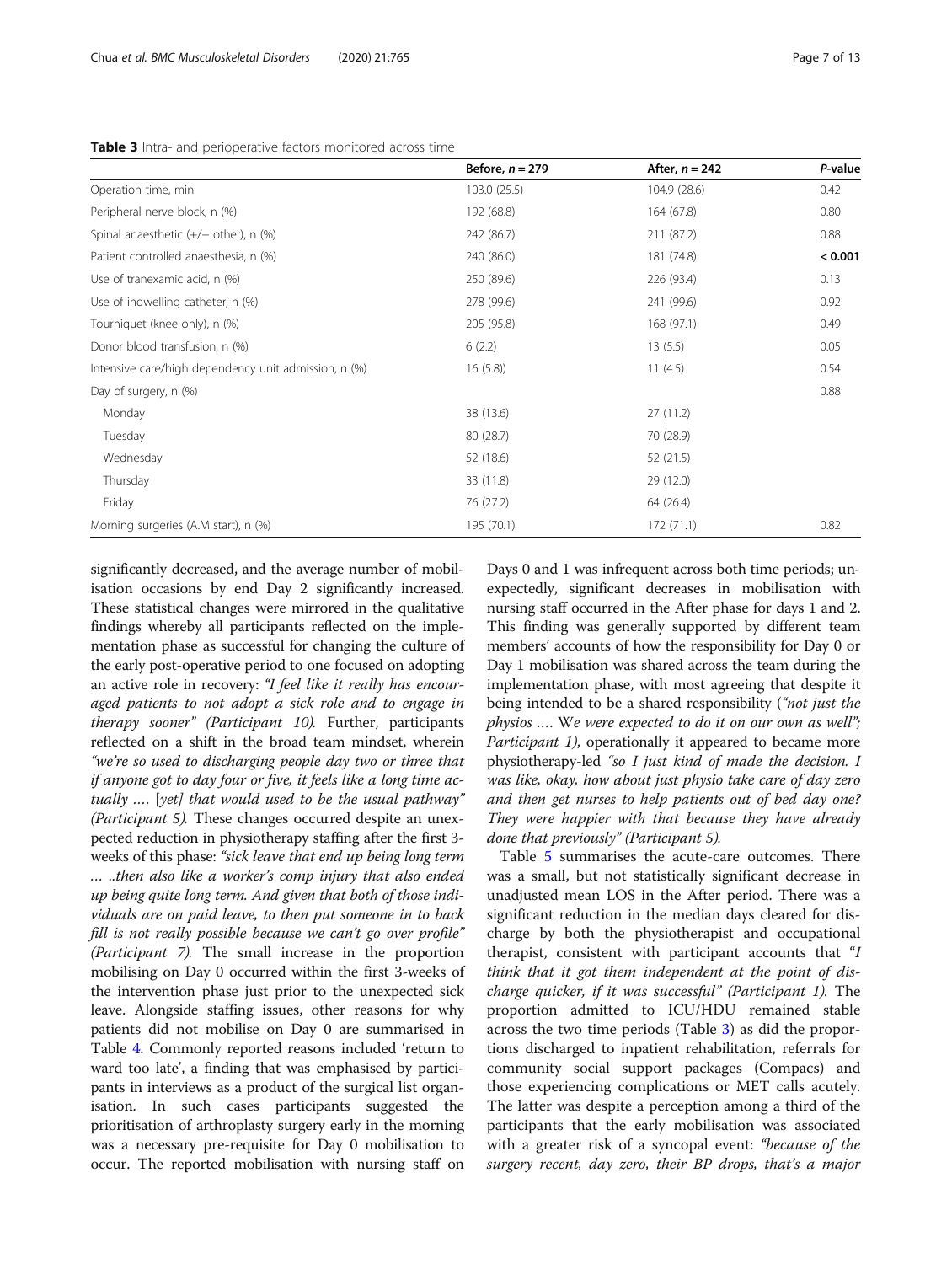**Table 3** Intra- and perioperative factors monitored across time

| | Before, *n* = 279 | After, *n* = 242 | *P*-value |
|---|---|---|---|
| Operation time, min | 103.0 (25.5) | 104.9 (28.6) | 0.42 |
| Peripheral nerve block, n (%) | 192 (68.8) | 164 (67.8) | 0.80 |
| Spinal anaesthetic (+/− other), n (%) | 242 (86.7) | 211 (87.2) | 0.88 |
| Patient controlled anaesthesia, n (%) | 240 (86.0) | 181 (74.8) | **< 0.001** |
| Use of tranexamic acid, n (%) | 250 (89.6) | 226 (93.4) | 0.13 |
| Use of indwelling catheter, n (%) | 278 (99.6) | 241 (99.6) | 0.92 |
| Tourniquet (knee only), n (%) | 205 (95.8) | 168 (97.1) | 0.49 |
| Donor blood transfusion, n (%) | 6 (2.2) | 13 (5.5) | 0.05 |
| Intensive care/high dependency unit admission, n (%) | 16 (5.8)) | 11 (4.5) | 0.54 |
| Day of surgery, n (%) | | | 0.88 |
| Monday | 38 (13.6) | 27 (11.2) | |
| Tuesday | 80 (28.7) | 70 (28.9) | |
| Wednesday | 52 (18.6) | 52 (21.5) | |
| Thursday | 33 (11.8) | 29 (12.0) | |
| Friday | 76 (27.2) | 64 (26.4) | |
| Morning surgeries (A.M start), n (%) | 195 (70.1) | 172 (71.1) | 0.82 |

significantly decreased, and the average number of mobilisation occasions by end Day 2 significantly increased. These statistical changes were mirrored in the qualitative findings whereby all participants reflected on the implementation phase as successful for changing the culture of the early post-operative period to one focused on adopting an active role in recovery: *"I feel like it really has encouraged patients to not adopt a sick role and to engage in therapy sooner" (Participant 10).* Further, participants reflected on a shift in the broad team mindset, wherein *"we're so used to discharging people day two or three that if anyone got to day four or five, it feels like a long time actually …. [yet] that would used to be the usual pathway" (Participant 5).* These changes occurred despite an unexpected reduction in physiotherapy staffing after the first 3-weeks of this phase: *"sick leave that end up being long term … ..then also like a worker's comp injury that also ended up being quite long term. And given that both of those individuals are on paid leave, to then put someone in to back fill is not really possible because we can't go over profile" (Participant 7).* The small increase in the proportion mobilising on Day 0 occurred within the first 3-weeks of the intervention phase just prior to the unexpected sick leave. Alongside staffing issues, other reasons for why patients did not mobilise on Day 0 are summarised in Table 4. Commonly reported reasons included 'return to ward too late', a finding that was emphasised by participants in interviews as a product of the surgical list organisation. In such cases participants suggested the prioritisation of arthroplasty surgery early in the morning was a necessary pre-requisite for Day 0 mobilisation to occur. The reported mobilisation with nursing staff on Days 0 and 1 was infrequent across both time periods; unexpectedly, significant decreases in mobilisation with nursing staff occurred in the After phase for days 1 and 2. This finding was generally supported by different team members' accounts of how the responsibility for Day 0 or Day 1 mobilisation was shared across the team during the implementation phase, with most agreeing that despite it being intended to be a shared responsibility (*"not just the physios …. We were expected to do it on our own as well"; Participant 1),* operationally it appeared to became more physiotherapy-led *"so I just kind of made the decision. I was like, okay, how about just physio take care of day zero and then get nurses to help patients out of bed day one? They were happier with that because they have already done that previously" (Participant 5).*

Table 5 summarises the acute-care outcomes. There was a small, but not statistically significant decrease in unadjusted mean LOS in the After period. There was a significant reduction in the median days cleared for discharge by both the physiotherapist and occupational therapist, consistent with participant accounts that *"I think that it got them independent at the point of discharge quicker, if it was successful" (Participant 1).* The proportion admitted to ICU/HDU remained stable across the two time periods (Table 3) as did the proportions discharged to inpatient rehabilitation, referrals for community social support packages (Compacs) and those experiencing complications or MET calls acutely. The latter was despite a perception among a third of the participants that the early mobilisation was associated with a greater risk of a syncopal event: *"because of the surgery recent, day zero, their BP drops, that's a major*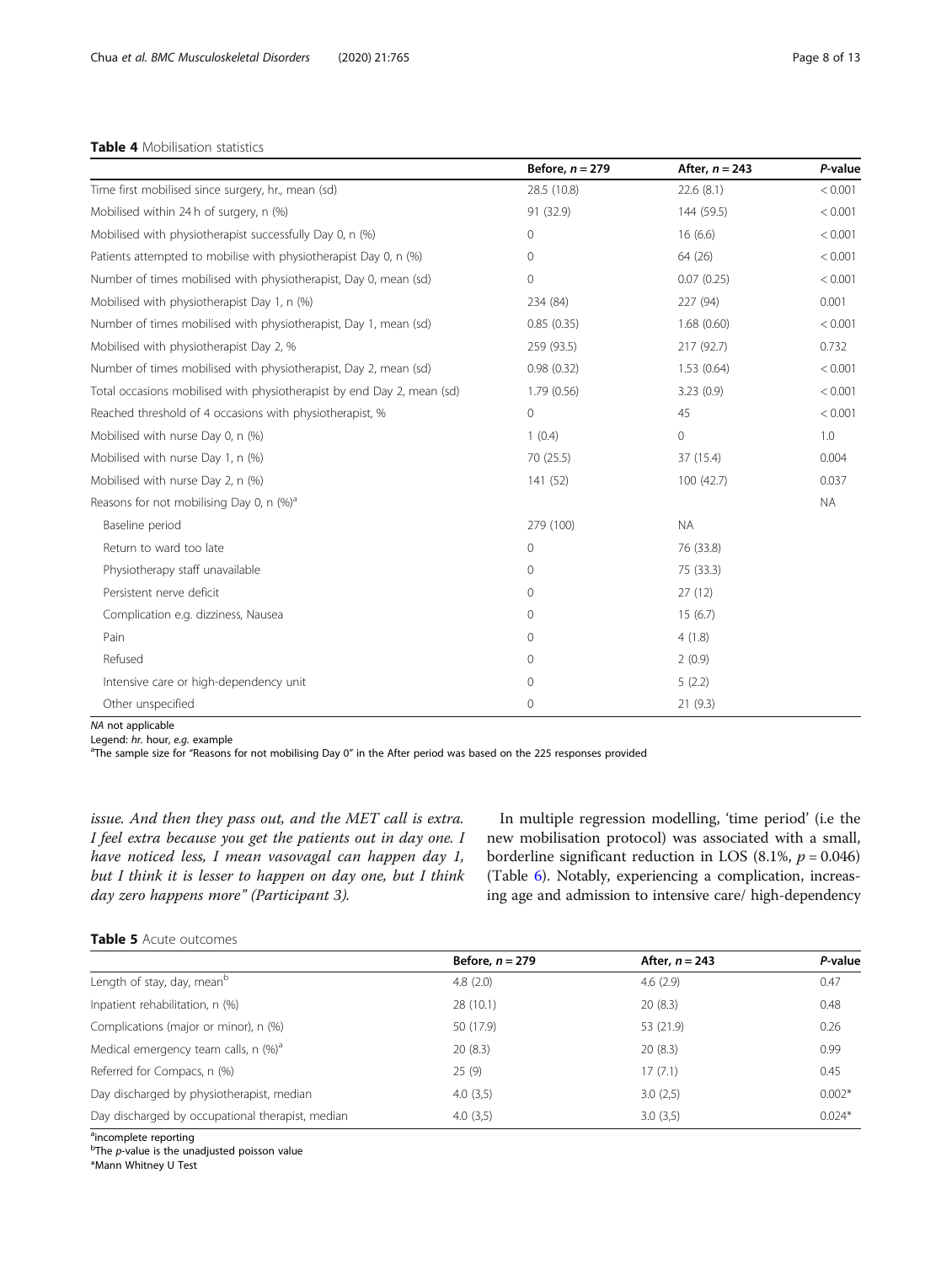**Table 4** Mobilisation statistics

| | Before, $n = 279$ | After, $n = 243$ | *P*-value |
|---|---|---|---|
| Time first mobilised since surgery, hr., mean (sd) | 28.5 (10.8) | 22.6 (8.1) | < 0.001 |
| Mobilised within 24 h of surgery, n (%) | 91 (32.9) | 144 (59.5) | < 0.001 |
| Mobilised with physiotherapist successfully Day 0, n (%) | 0 | 16 (6.6) | < 0.001 |
| Patients attempted to mobilise with physiotherapist Day 0, n (%) | 0 | 64 (26) | < 0.001 |
| Number of times mobilised with physiotherapist, Day 0, mean (sd) | 0 | 0.07 (0.25) | < 0.001 |
| Mobilised with physiotherapist Day 1, n (%) | 234 (84) | 227 (94) | 0.001 |
| Number of times mobilised with physiotherapist, Day 1, mean (sd) | 0.85 (0.35) | 1.68 (0.60) | < 0.001 |
| Mobilised with physiotherapist Day 2, % | 259 (93.5) | 217 (92.7) | 0.732 |
| Number of times mobilised with physiotherapist, Day 2, mean (sd) | 0.98 (0.32) | 1.53 (0.64) | < 0.001 |
| Total occasions mobilised with physiotherapist by end Day 2, mean (sd) | 1.79 (0.56) | 3.23 (0.9) | < 0.001 |
| Reached threshold of 4 occasions with physiotherapist, % | 0 | 45 | < 0.001 |
| Mobilised with nurse Day 0, n (%) | 1 (0.4) | 0 | 1.0 |
| Mobilised with nurse Day 1, n (%) | 70 (25.5) | 37 (15.4) | 0.004 |
| Mobilised with nurse Day 2, n (%) | 141 (52) | 100 (42.7) | 0.037 |
| Reasons for not mobilising Day 0, n (%)[a] | | | NA |
| Baseline period | 279 (100) | NA | |
| Return to ward too late | 0 | 76 (33.8) | |
| Physiotherapy staff unavailable | 0 | 75 (33.3) | |
| Persistent nerve deficit | 0 | 27 (12) | |
| Complication e.g. dizziness, Nausea | 0 | 15 (6.7) | |
| Pain | 0 | 4 (1.8) | |
| Refused | 0 | 2 (0.9) | |
| Intensive care or high-dependency unit | 0 | 5 (2.2) | |
| Other unspecified | 0 | 21 (9.3) | |

*NA* not applicable
Legend: *hr.* hour, *e.g.* example
[a]The sample size for "Reasons for not mobilising Day 0" in the After period was based on the 225 responses provided

*issue. And then they pass out, and the MET call is extra. I feel extra because you get the patients out in day one. I have noticed less, I mean vasovagal can happen day 1, but I think it is lesser to happen on day one, but I think day zero happens more" (Participant 3).*

In multiple regression modelling, 'time period' (i.e the new mobilisation protocol) was associated with a small, borderline significant reduction in LOS (8.1%, $p = 0.046$) (Table 6). Notably, experiencing a complication, increasing age and admission to intensive care/ high-dependency

**Table 5** Acute outcomes

| | Before, $n = 279$ | After, $n = 243$ | *P*-value |
|---|---|---|---|
| Length of stay, day, mean[b] | 4.8 (2.0) | 4.6 (2.9) | 0.47 |
| Inpatient rehabilitation, n (%) | 28 (10.1) | 20 (8.3) | 0.48 |
| Complications (major or minor), n (%) | 50 (17.9) | 53 (21.9) | 0.26 |
| Medical emergency team calls, n (%)[a] | 20 (8.3) | 20 (8.3) | 0.99 |
| Referred for Compacs, n (%) | 25 (9) | 17 (7.1) | 0.45 |
| Day discharged by physiotherapist, median | 4.0 (3,5) | 3.0 (2,5) | 0.002* |
| Day discharged by occupational therapist, median | 4.0 (3,5) | 3.0 (3,5) | 0.024* |

[a]incomplete reporting
[b]The *p*-value is the unadjusted poisson value
*Mann Whitney U Test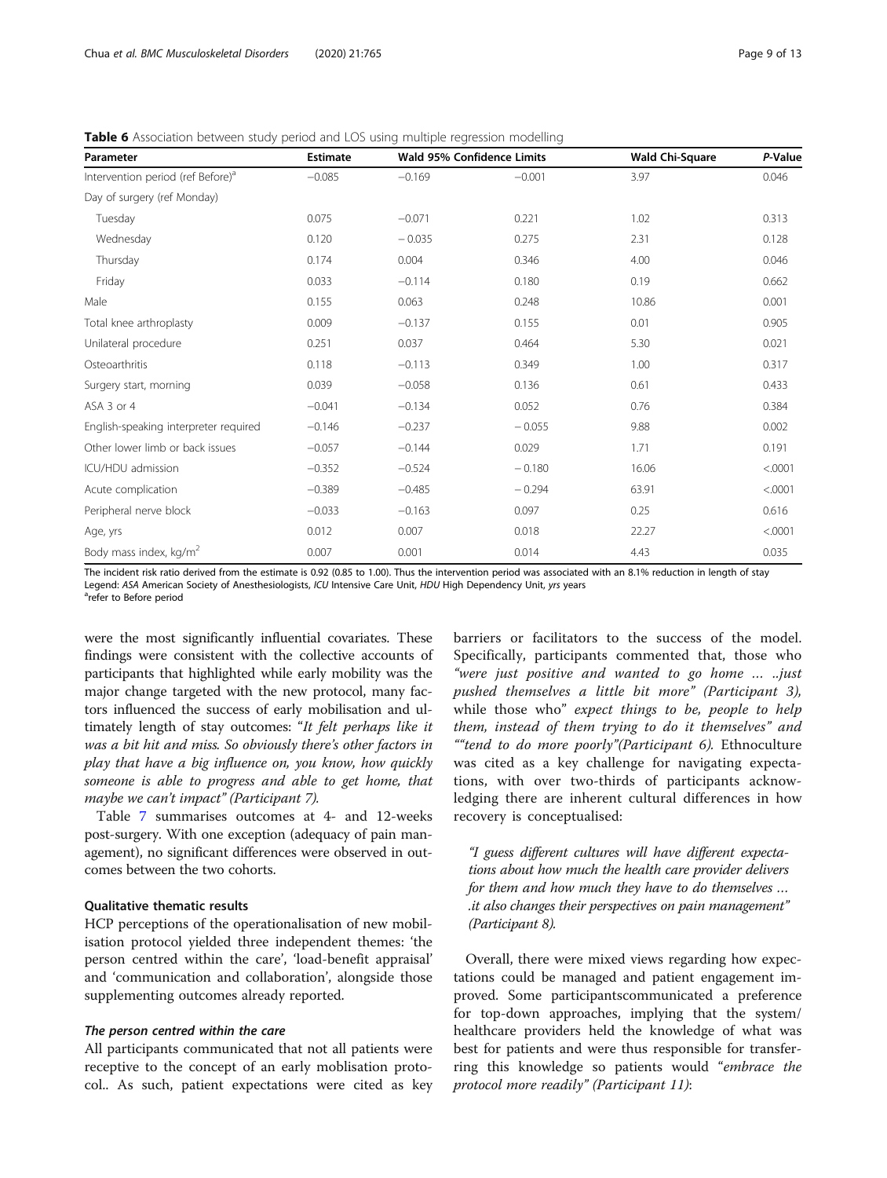**Table 6** Association between study period and LOS using multiple regression modelling

| Parameter | Estimate | Wald 95% Confidence Limits | | Wald Chi-Square | P-Value |
|---|---|---|---|---|---|
| Intervention period (ref Before)[a] | −0.085 | −0.169 | −0.001 | 3.97 | 0.046 |
| Day of surgery (ref Monday) | | | | | |
| Tuesday | 0.075 | −0.071 | 0.221 | 1.02 | 0.313 |
| Wednesday | 0.120 | − 0.035 | 0.275 | 2.31 | 0.128 |
| Thursday | 0.174 | 0.004 | 0.346 | 4.00 | 0.046 |
| Friday | 0.033 | −0.114 | 0.180 | 0.19 | 0.662 |
| Male | 0.155 | 0.063 | 0.248 | 10.86 | 0.001 |
| Total knee arthroplasty | 0.009 | −0.137 | 0.155 | 0.01 | 0.905 |
| Unilateral procedure | 0.251 | 0.037 | 0.464 | 5.30 | 0.021 |
| Osteoarthritis | 0.118 | −0.113 | 0.349 | 1.00 | 0.317 |
| Surgery start, morning | 0.039 | −0.058 | 0.136 | 0.61 | 0.433 |
| ASA 3 or 4 | −0.041 | −0.134 | 0.052 | 0.76 | 0.384 |
| English-speaking interpreter required | −0.146 | −0.237 | − 0.055 | 9.88 | 0.002 |
| Other lower limb or back issues | −0.057 | −0.144 | 0.029 | 1.71 | 0.191 |
| ICU/HDU admission | −0.352 | −0.524 | − 0.180 | 16.06 | <.0001 |
| Acute complication | −0.389 | −0.485 | − 0.294 | 63.91 | <.0001 |
| Peripheral nerve block | −0.033 | −0.163 | 0.097 | 0.25 | 0.616 |
| Age, yrs | 0.012 | 0.007 | 0.018 | 22.27 | <.0001 |
| Body mass index, kg/m$^2$ | 0.007 | 0.001 | 0.014 | 4.43 | 0.035 |

The incident risk ratio derived from the estimate is 0.92 (0.85 to 1.00). Thus the intervention period was associated with an 8.1% reduction in length of stay
Legend: *ASA* American Society of Anesthesiologists, *ICU* Intensive Care Unit, *HDU* High Dependency Unit, *yrs* years
[a]refer to Before period

were the most significantly influential covariates. These findings were consistent with the collective accounts of participants that highlighted while early mobility was the major change targeted with the new protocol, many factors influenced the success of early mobilisation and ultimately length of stay outcomes: "*It felt perhaps like it was a bit hit and miss. So obviously there's other factors in play that have a big influence on, you know, how quickly someone is able to progress and able to get home, that maybe we can't impact" (Participant 7).*

Table 7 summarises outcomes at 4- and 12-weeks post-surgery. With one exception (adequacy of pain management), no significant differences were observed in outcomes between the two cohorts.

### Qualitative thematic results

HCP perceptions of the operationalisation of new mobilisation protocol yielded three independent themes: 'the person centred within the care', 'load-benefit appraisal' and 'communication and collaboration', alongside those supplementing outcomes already reported.

#### *The person centred within the care*

All participants communicated that not all patients were receptive to the concept of an early moblisation protocol.. As such, patient expectations were cited as key barriers or facilitators to the success of the model. Specifically, participants commented that, those who *"were just positive and wanted to go home … ..just pushed themselves a little bit more" (Participant 3),* while those who" *expect things to be, people to help them, instead of them trying to do it themselves" and ""tend to do more poorly"(Participant 6).* Ethnoculture was cited as a key challenge for navigating expectations, with over two-thirds of participants acknowledging there are inherent cultural differences in how recovery is conceptualised:

> *"I guess different cultures will have different expectations about how much the health care provider delivers for them and how much they have to do themselves … .it also changes their perspectives on pain management" (Participant 8).*

Overall, there were mixed views regarding how expectations could be managed and patient engagement improved. Some participantscommunicated a preference for top-down approaches, implying that the system/healthcare providers held the knowledge of what was best for patients and were thus responsible for transferring this knowledge so patients would *"embrace the protocol more readily" (Participant 11)*: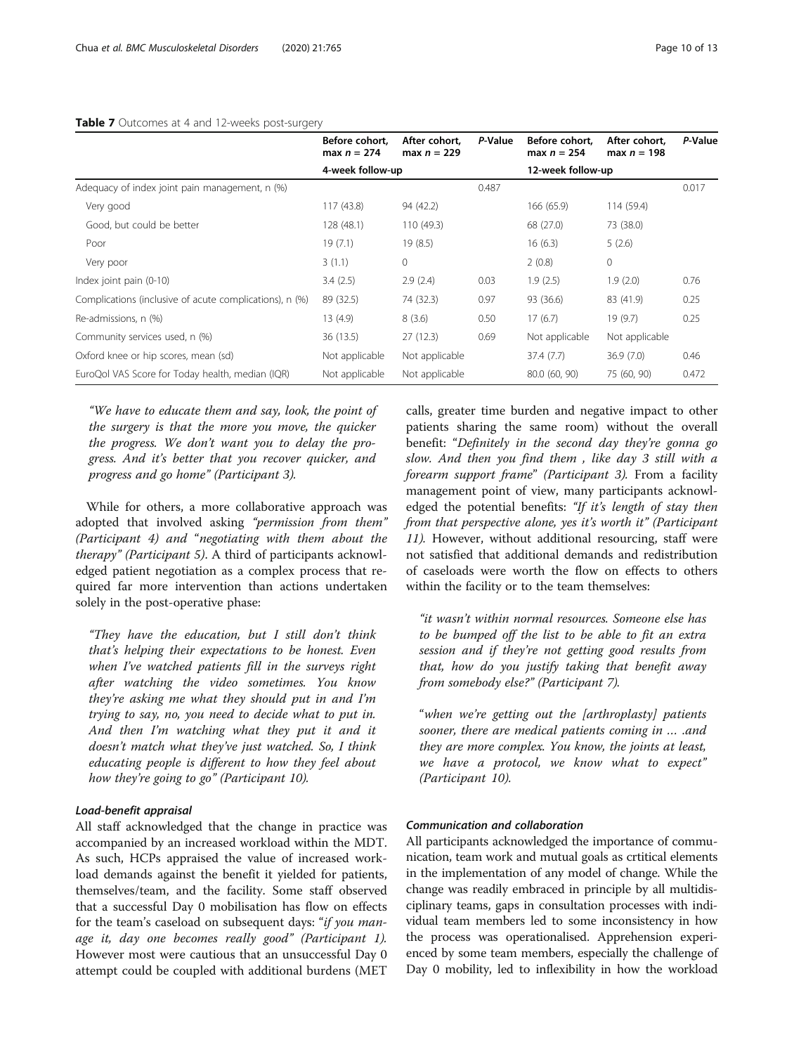**Table 7** Outcomes at 4 and 12-weeks post-surgery

| | Before cohort, max $n = 274$ | After cohort, max $n = 229$ | *P*-Value | Before cohort, max $n = 254$ | After cohort, max $n = 198$ | *P*-Value |
|---|---|---|---|---|---|---|
| | 4-week follow-up | | | 12-week follow-up | | |
| Adequacy of index joint pain management, n (%) | | | 0.487 | | | 0.017 |
| Very good | 117 (43.8) | 94 (42.2) | | 166 (65.9) | 114 (59.4) | |
| Good, but could be better | 128 (48.1) | 110 (49.3) | | 68 (27.0) | 73 (38.0) | |
| Poor | 19 (7.1) | 19 (8.5) | | 16 (6.3) | 5 (2.6) | |
| Very poor | 3 (1.1) | 0 | | 2 (0.8) | 0 | |
| Index joint pain (0-10) | 3.4 (2.5) | 2.9 (2.4) | 0.03 | 1.9 (2.5) | 1.9 (2.0) | 0.76 |
| Complications (inclusive of acute complications), n (%) | 89 (32.5) | 74 (32.3) | 0.97 | 93 (36.6) | 83 (41.9) | 0.25 |
| Re-admissions, n (%) | 13 (4.9) | 8 (3.6) | 0.50 | 17 (6.7) | 19 (9.7) | 0.25 |
| Community services used, n (%) | 36 (13.5) | 27 (12.3) | 0.69 | Not applicable | Not applicable | |
| Oxford knee or hip scores, mean (sd) | Not applicable | Not applicable | | 37.4 (7.7) | 36.9 (7.0) | 0.46 |
| EuroQol VAS Score for Today health, median (IQR) | Not applicable | Not applicable | | 80.0 (60, 90) | 75 (60, 90) | 0.472 |

*"We have to educate them and say, look, the point of the surgery is that the more you move, the quicker the progress. We don't want you to delay the progress. And it's better that you recover quicker, and progress and go home" (Participant 3).*

While for others, a more collaborative approach was adopted that involved asking *"permission from them" (Participant 4)* and "*negotiating with them about the therapy" (Participant 5)*. A third of participants acknowledged patient negotiation as a complex process that required far more intervention than actions undertaken solely in the post-operative phase:

*"They have the education, but I still don't think that's helping their expectations to be honest. Even when I've watched patients fill in the surveys right after watching the video sometimes. You know they're asking me what they should put in and I'm trying to say, no, you need to decide what to put in. And then I'm watching what they put in and it doesn't match what they've just watched. So, I think educating people is different to how they feel about how they're going to go" (Participant 10).*

#### Load-benefit appraisal

All staff acknowledged that the change in practice was accompanied by an increased workload within the MDT. As such, HCPs appraised the value of increased workload demands against the benefit it yielded for patients, themselves/team, and the facility. Some staff observed that a successful Day 0 mobilisation has flow on effects for the team's caseload on subsequent days: "*if you manage it, day one becomes really good" (Participant 1).* However most were cautious that an unsuccessful Day 0 attempt could be coupled with additional burdens (MET calls, greater time burden and negative impact to other patients sharing the same room) without the overall benefit: "*Definitely in the second day they're gonna go slow. And then you find them , like day 3 still with a forearm support frame*" *(Participant 3).* From a facility management point of view, many participants acknowledged the potential benefits: *"If it's length of stay then from that perspective alone, yes it's worth it" (Participant 11).* However, without additional resourcing, staff were not satisfied that additional demands and redistribution of caseloads were worth the flow on effects to others within the facility or to the team themselves:

*"it wasn't within normal resources. Someone else has to be bumped off the list to be able to fit an extra session and if they're not getting good results from that, how do you justify taking that benefit away from somebody else?" (Participant 7).*

"*when we're getting out the [arthroplasty] patients sooner, there are medical patients coming in … .and they are more complex. You know, the joints at least, we have a protocol, we know what to expect" (Participant 10).*

#### Communication and collaboration

All participants acknowledged the importance of communication, team work and mutual goals as crtitical elements in the implementation of any model of change. While the change was readily embraced in principle by all multidisciplinary teams, gaps in consultation processes with individual team members led to some inconsistency in how the process was operationalised. Apprehension experienced by some team members, especially the challenge of Day 0 mobility, led to inflexibility in how the workload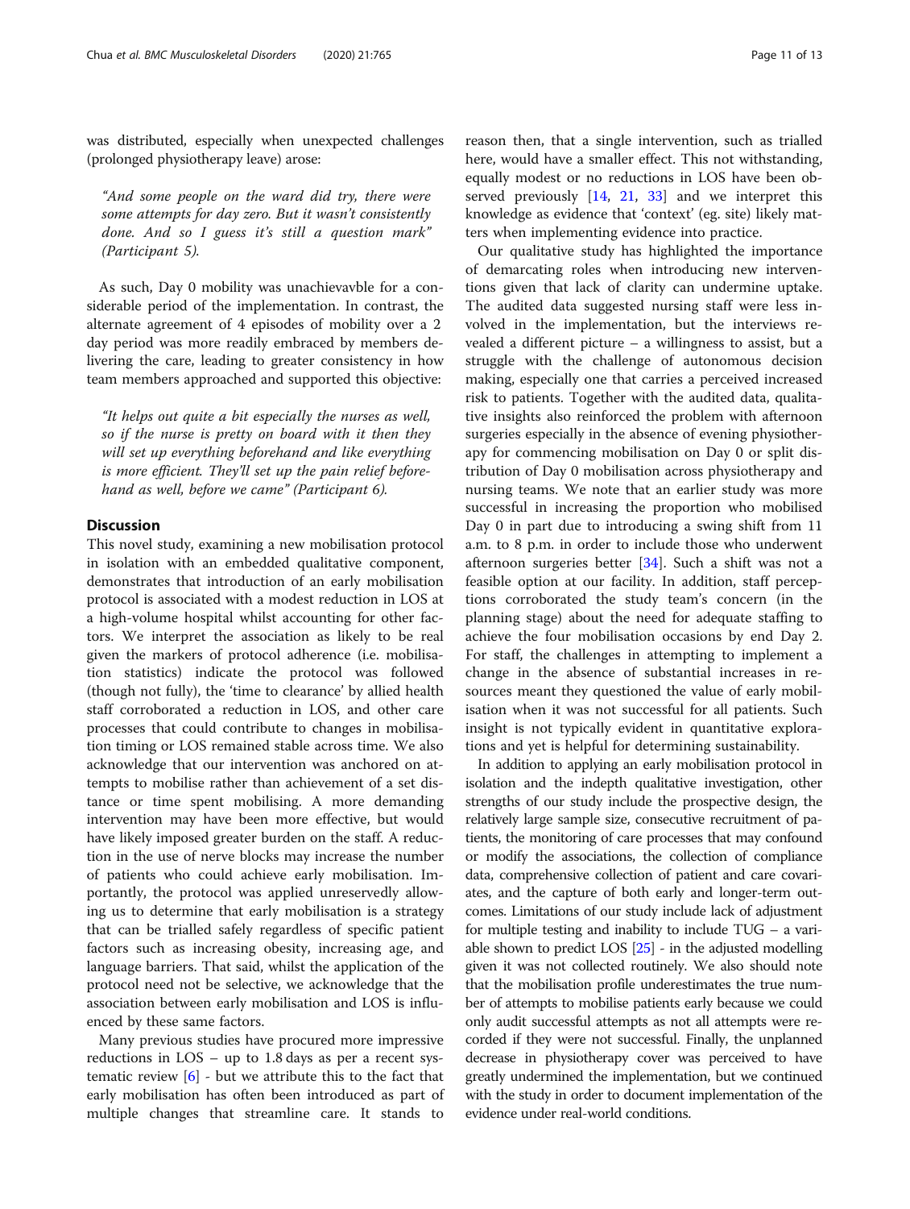was distributed, especially when unexpected challenges (prolonged physiotherapy leave) arose:

> *"And some people on the ward did try, there were some attempts for day zero. But it wasn't consistently done. And so I guess it's still a question mark" (Participant 5).*

As such, Day 0 mobility was unachievavble for a considerable period of the implementation. In contrast, the alternate agreement of 4 episodes of mobility over a 2 day period was more readily embraced by members delivering the care, leading to greater consistency in how team members approached and supported this objective:

> *"It helps out quite a bit especially the nurses as well, so if the nurse is pretty on board with it then they will set up everything beforehand and like everything is more efficient. They'll set up the pain relief beforehand as well, before we came" (Participant 6).*

## Discussion

This novel study, examining a new mobilisation protocol in isolation with an embedded qualitative component, demonstrates that introduction of an early mobilisation protocol is associated with a modest reduction in LOS at a high-volume hospital whilst accounting for other factors. We interpret the association as likely to be real given the markers of protocol adherence (i.e. mobilisation statistics) indicate the protocol was followed (though not fully), the 'time to clearance' by allied health staff corroborated a reduction in LOS, and other care processes that could contribute to changes in mobilisation timing or LOS remained stable across time. We also acknowledge that our intervention was anchored on attempts to mobilise rather than achievement of a set distance or time spent mobilising. A more demanding intervention may have been more effective, but would have likely imposed greater burden on the staff. A reduction in the use of nerve blocks may increase the number of patients who could achieve early mobilisation. Importantly, the protocol was applied unreservedly allowing us to determine that early mobilisation is a strategy that can be trialled safely regardless of specific patient factors such as increasing obesity, increasing age, and language barriers. That said, whilst the application of the protocol need not be selective, we acknowledge that the association between early mobilisation and LOS is influenced by these same factors.

Many previous studies have procured more impressive reductions in LOS – up to 1.8 days as per a recent systematic review [6] - but we attribute this to the fact that early mobilisation has often been introduced as part of multiple changes that streamline care. It stands to reason then, that a single intervention, such as trialled here, would have a smaller effect. This not withstanding, equally modest or no reductions in LOS have been observed previously [14, 21, 33] and we interpret this knowledge as evidence that 'context' (eg. site) likely matters when implementing evidence into practice.

Our qualitative study has highlighted the importance of demarcating roles when introducing new interventions given that lack of clarity can undermine uptake. The audited data suggested nursing staff were less involved in the implementation, but the interviews revealed a different picture – a willingness to assist, but a struggle with the challenge of autonomous decision making, especially one that carries a perceived increased risk to patients. Together with the audited data, qualitative insights also reinforced the problem with afternoon surgeries especially in the absence of evening physiotherapy for commencing mobilisation on Day 0 or split distribution of Day 0 mobilisation across physiotherapy and nursing teams. We note that an earlier study was more successful in increasing the proportion who mobilised Day 0 in part due to introducing a swing shift from 11 a.m. to 8 p.m. in order to include those who underwent afternoon surgeries better [34]. Such a shift was not a feasible option at our facility. In addition, staff perceptions corroborated the study team's concern (in the planning stage) about the need for adequate staffing to achieve the four mobilisation occasions by end Day 2. For staff, the challenges in attempting to implement a change in the absence of substantial increases in resources meant they questioned the value of early mobilisation when it was not successful for all patients. Such insight is not typically evident in quantitative explorations and yet is helpful for determining sustainability.

In addition to applying an early mobilisation protocol in isolation and the indepth qualitative investigation, other strengths of our study include the prospective design, the relatively large sample size, consecutive recruitment of patients, the monitoring of care processes that may confound or modify the associations, the collection of compliance data, comprehensive collection of patient and care covariates, and the capture of both early and longer-term outcomes. Limitations of our study include lack of adjustment for multiple testing and inability to include TUG – a variable shown to predict LOS [25] - in the adjusted modelling given it was not collected routinely. We also should note that the mobilisation profile underestimates the true number of attempts to mobilise patients early because we could only audit successful attempts as not all attempts were recorded if they were not successful. Finally, the unplanned decrease in physiotherapy cover was perceived to have greatly undermined the implementation, but we continued with the study in order to document implementation of the evidence under real-world conditions.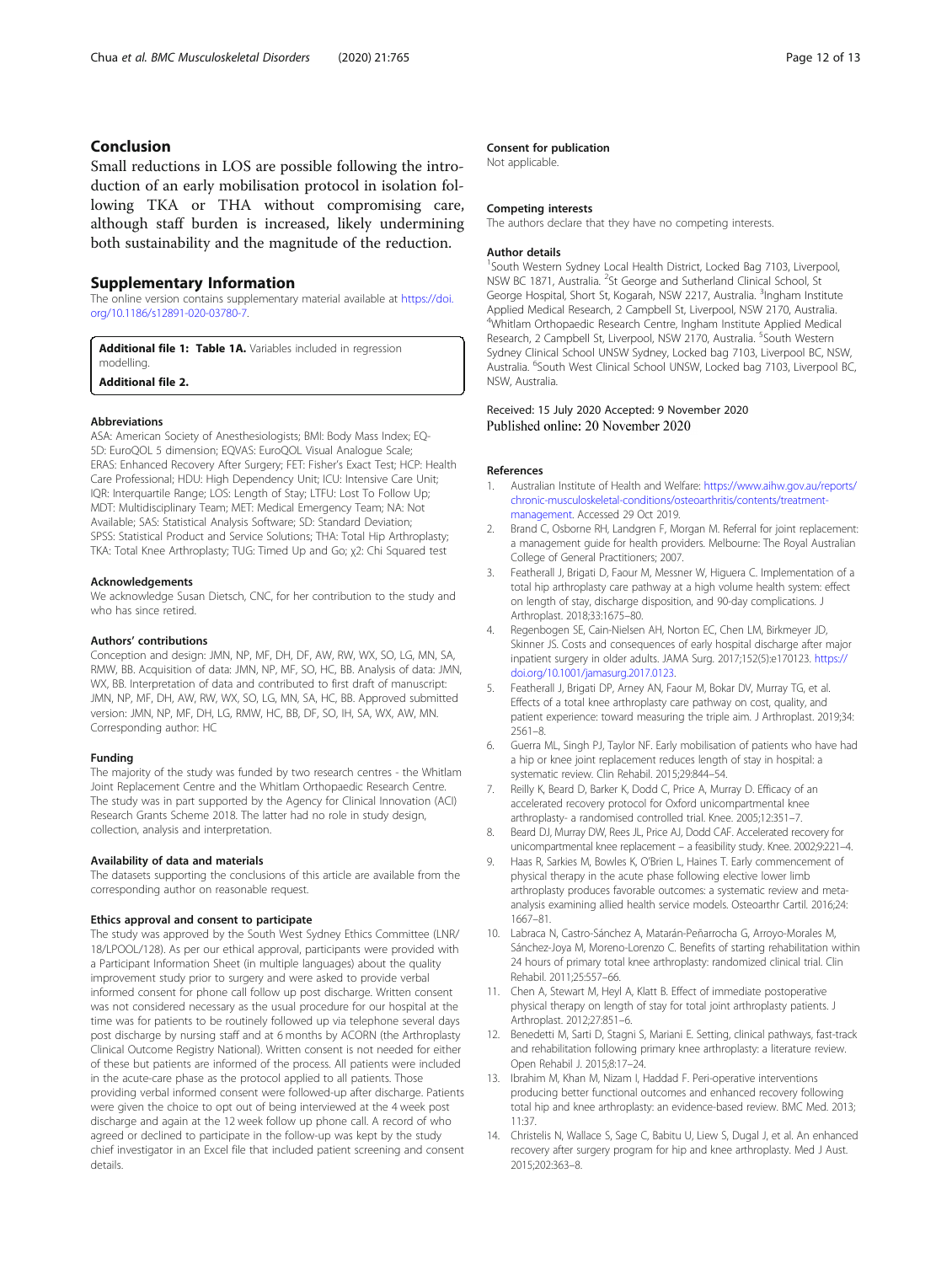## Conclusion

Small reductions in LOS are possible following the introduction of an early mobilisation protocol in isolation following TKA or THA without compromising care, although staff burden is increased, likely undermining both sustainability and the magnitude of the reduction.

## Supplementary Information

The online version contains supplementary material available at https://doi.org/10.1186/s12891-020-03780-7.

**Additional file 1: Table 1A.** Variables included in regression modelling.

**Additional file 2.**

#### Abbreviations

ASA: American Society of Anesthesiologists; BMI: Body Mass Index; EQ-5D: EuroQOL 5 dimension; EQVAS: EuroQOL Visual Analogue Scale; ERAS: Enhanced Recovery After Surgery; FET: Fisher's Exact Test; HCP: Health Care Professional; HDU: High Dependency Unit; ICU: Intensive Care Unit; IQR: Interquartile Range; LOS: Length of Stay; LTFU: Lost To Follow Up; MDT: Multidisciplinary Team; MET: Medical Emergency Team; NA: Not Available; SAS: Statistical Analysis Software; SD: Standard Deviation; SPSS: Statistical Product and Service Solutions; THA: Total Hip Arthroplasty; TKA: Total Knee Arthroplasty; TUG: Timed Up and Go; χ2: Chi Squared test

#### Acknowledgements

We acknowledge Susan Dietsch, CNC, for her contribution to the study and who has since retired.

#### Authors' contributions

Conception and design: JMN, NP, MF, DH, DF, AW, RW, WX, SO, LG, MN, SA, RMW, BB. Acquisition of data: JMN, NP, MF, SO, HC, BB. Analysis of data: JMN, WX, BB. Interpretation of data and contributed to first draft of manuscript: JMN, NP, MF, DH, AW, RW, WX, SO, LG, MN, SA, HC, BB. Approved submitted version: JMN, NP, MF, DH, LG, RMW, HC, BB, DF, SO, IH, SA, WX, AW, MN. Corresponding author: HC

#### Funding

The majority of the study was funded by two research centres - the Whitlam Joint Replacement Centre and the Whitlam Orthopaedic Research Centre. The study was in part supported by the Agency for Clinical Innovation (ACI) Research Grants Scheme 2018. The latter had no role in study design, collection, analysis and interpretation.

#### Availability of data and materials

The datasets supporting the conclusions of this article are available from the corresponding author on reasonable request.

#### Ethics approval and consent to participate

The study was approved by the South West Sydney Ethics Committee (LNR/18/LPOOL/128). As per our ethical approval, participants were provided with a Participant Information Sheet (in multiple languages) about the quality improvement study prior to surgery and were asked to provide verbal informed consent for phone call follow up post discharge. Written consent was not considered necessary as the usual procedure for our hospital at the time was for patients to be routinely followed up via telephone several days post discharge by nursing staff and at 6 months by ACORN (the Arthroplasty Clinical Outcome Registry National). Written consent is not needed for either of these but patients are informed of the process. All patients were included in the acute-care phase as the protocol applied to all patients. Those providing verbal informed consent were followed-up after discharge. Patients were given the choice to opt out of being interviewed at the 4 week post discharge and again at the 12 week follow up phone call. A record of who agreed or declined to participate in the follow-up was kept by the study chief investigator in an Excel file that included patient screening and consent details.

#### Consent for publication

Not applicable.

#### Competing interests

The authors declare that they have no competing interests.

#### Author details

[1]South Western Sydney Local Health District, Locked Bag 7103, Liverpool, NSW BC 1871, Australia. [2]St George and Sutherland Clinical School, St George Hospital, Short St, Kogarah, NSW 2217, Australia. [3]Ingham Institute Applied Medical Research, 2 Campbell St, Liverpool, NSW 2170, Australia. [4]Whitlam Orthopaedic Research Centre, Ingham Institute Applied Medical Research, 2 Campbell St, Liverpool, NSW 2170, Australia. [5]South Western Sydney Clinical School UNSW Sydney, Locked bag 7103, Liverpool BC, NSW, Australia. [6]South West Clinical School UNSW, Locked bag 7103, Liverpool BC, NSW, Australia.

Received: 15 July 2020 Accepted: 9 November 2020
Published online: 20 November 2020

#### References

1. Australian Institute of Health and Welfare: https://www.aihw.gov.au/reports/chronic-musculoskeletal-conditions/osteoarthritis/contents/treatment-management. Accessed 29 Oct 2019.
2. Brand C, Osborne RH, Landgren F, Morgan M. Referral for joint replacement: a management guide for health providers. Melbourne: The Royal Australian College of General Practitioners; 2007.
3. Featherall J, Brigati D, Faour M, Messner W, Higuera C. Implementation of a total hip arthroplasty care pathway at a high volume health system: effect on length of stay, discharge disposition, and 90-day complications. J Arthroplast. 2018;33:1675–80.
4. Regenbogen SE, Cain-Nielsen AH, Norton EC, Chen LM, Birkmeyer JD, Skinner JS. Costs and consequences of early hospital discharge after major inpatient surgery in older adults. JAMA Surg. 2017;152(5):e170123. https://doi.org/10.1001/jamasurg.2017.0123.
5. Featherall J, Brigati DP, Arney AN, Faour M, Bokar DV, Murray TG, et al. Effects of a total knee arthroplasty care pathway on cost, quality, and patient experience: toward measuring the triple aim. J Arthroplast. 2019;34:2561–8.
6. Guerra ML, Singh PJ, Taylor NF. Early mobilisation of patients who have had a hip or knee joint replacement reduces length of stay in hospital: a systematic review. Clin Rehabil. 2015;29:844–54.
7. Reilly K, Beard D, Barker K, Dodd C, Price A, Murray D. Efficacy of an accelerated recovery protocol for Oxford unicompartmental knee arthroplasty- a randomised controlled trial. Knee. 2005;12:351–7.
8. Beard DJ, Murray DW, Rees JL, Price AJ, Dodd CAF. Accelerated recovery for unicompartmental knee replacement – a feasibility study. Knee. 2002;9:221–4.
9. Haas R, Sarkies M, Bowles K, O'Brien L, Haines T. Early commencement of physical therapy in the acute phase following elective lower limb arthroplasty produces favorable outcomes: a systematic review and meta-analysis examining allied health service models. Osteoarthr Cartil. 2016;24:1667–81.
10. Labraca N, Castro-Sánchez A, Matarán-Peñarrocha G, Arroyo-Morales M, Sánchez-Joya M, Moreno-Lorenzo C. Benefits of starting rehabilitation within 24 hours of primary total knee arthroplasty: randomized clinical trial. Clin Rehabil. 2011;25:557–66.
11. Chen A, Stewart M, Heyl A, Klatt B. Effect of immediate postoperative physical therapy on length of stay for total joint arthroplasty patients. J Arthroplast. 2012;27:851–6.
12. Benedetti M, Sarti D, Stagni S, Mariani E. Setting, clinical pathways, fast-track and rehabilitation following primary knee arthroplasty: a literature review. Open Rehabil J. 2015;8:17–24.
13. Ibrahim M, Khan M, Nizam I, Haddad F. Peri-operative interventions producing better functional outcomes and enhanced recovery following total hip and knee arthroplasty: an evidence-based review. BMC Med. 2013;11:37.
14. Christelis N, Wallace S, Sage C, Babitu U, Liew S, Dugal J, et al. An enhanced recovery after surgery program for hip and knee arthroplasty. Med J Aust. 2015;202:363–8.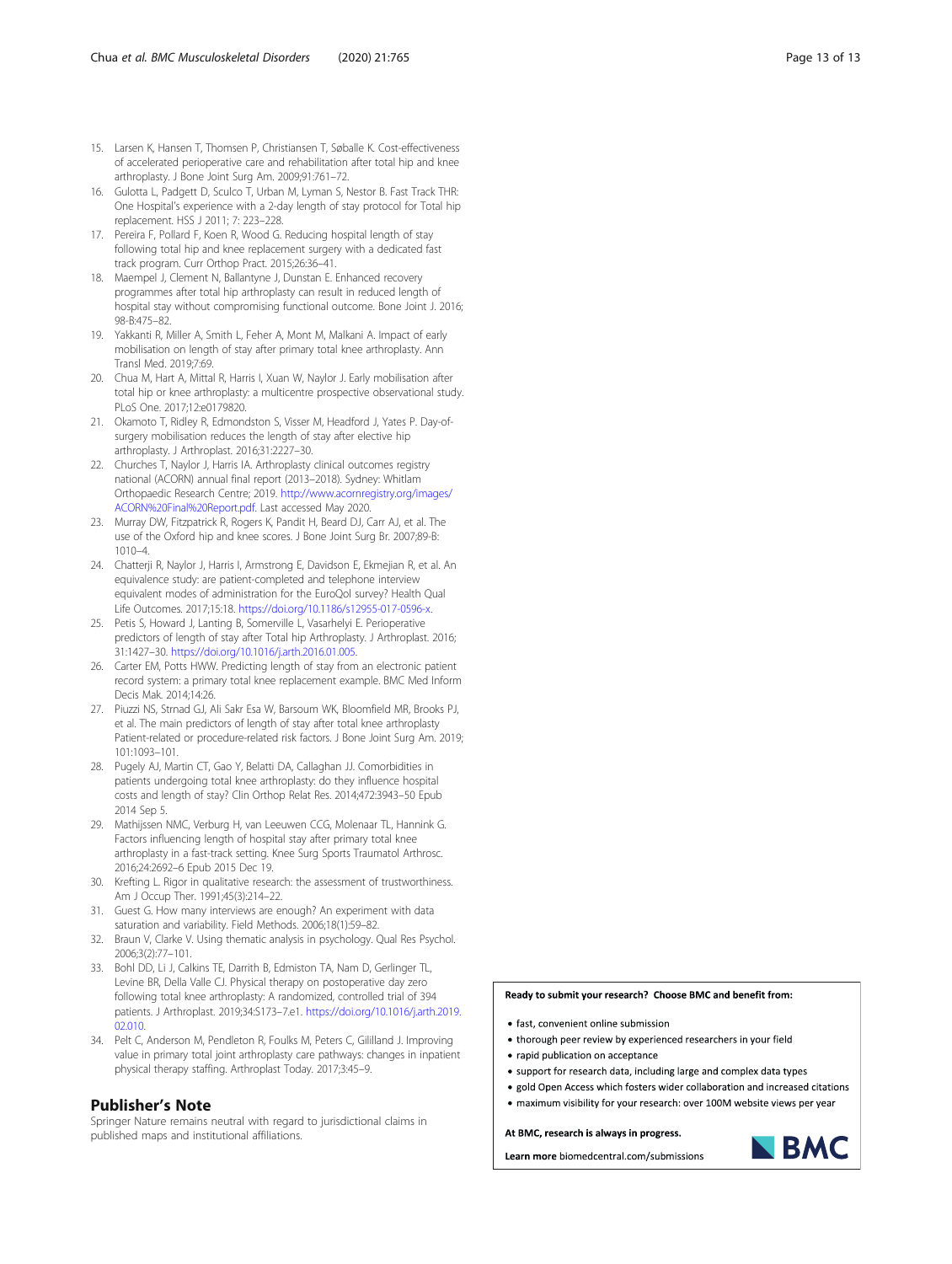15. Larsen K, Hansen T, Thomsen P, Christiansen T, Søballe K. Cost-effectiveness of accelerated perioperative care and rehabilitation after total hip and knee arthroplasty. J Bone Joint Surg Am. 2009;91:761–72.
16. Gulotta L, Padgett D, Sculco T, Urban M, Lyman S, Nestor B. Fast Track THR: One Hospital's experience with a 2-day length of stay protocol for Total hip replacement. HSS J 2011; 7: 223–228.
17. Pereira F, Pollard F, Koen R, Wood G. Reducing hospital length of stay following total hip and knee replacement surgery with a dedicated fast track program. Curr Orthop Pract. 2015;26:36–41.
18. Maempel J, Clement N, Ballantyne J, Dunstan E. Enhanced recovery programmes after total hip arthroplasty can result in reduced length of hospital stay without compromising functional outcome. Bone Joint J. 2016; 98-B:475–82.
19. Yakkanti R, Miller A, Smith L, Feher A, Mont M, Malkani A. Impact of early mobilisation on length of stay after primary total knee arthroplasty. Ann Transl Med. 2019;7:69.
20. Chua M, Hart A, Mittal R, Harris I, Xuan W, Naylor J. Early mobilisation after total hip or knee arthroplasty: a multicentre prospective observational study. PLoS One. 2017;12:e0179820.
21. Okamoto T, Ridley R, Edmondston S, Visser M, Headford J, Yates P. Day-of-surgery mobilisation reduces the length of stay after elective hip arthroplasty. J Arthroplast. 2016;31:2227–30.
22. Churches T, Naylor J, Harris IA. Arthroplasty clinical outcomes registry national (ACORN) annual final report (2013–2018). Sydney: Whitlam Orthopaedic Research Centre; 2019. http://www.acornregistry.org/images/ACORN%20Final%20Report.pdf. Last accessed May 2020.
23. Murray DW, Fitzpatrick R, Rogers K, Pandit H, Beard DJ, Carr AJ, et al. The use of the Oxford hip and knee scores. J Bone Joint Surg Br. 2007;89-B:1010–4.
24. Chatterji R, Naylor J, Harris I, Armstrong E, Davidson E, Ekmejian R, et al. An equivalence study: are patient-completed and telephone interview equivalent modes of administration for the EuroQol survey? Health Qual Life Outcomes. 2017;15:18. https://doi.org/10.1186/s12955-017-0596-x.
25. Petis S, Howard J, Lanting B, Somerville L, Vasarhelyi E. Perioperative predictors of length of stay after Total hip Arthroplasty. J Arthroplast. 2016; 31:1427–30. https://doi.org/10.1016/j.arth.2016.01.005.
26. Carter EM, Potts HWW. Predicting length of stay from an electronic patient record system: a primary total knee replacement example. BMC Med Inform Decis Mak. 2014;14:26.
27. Piuzzi NS, Strnad GJ, Ali Sakr Esa W, Barsoum WK, Bloomfield MR, Brooks PJ, et al. The main predictors of length of stay after total knee arthroplasty Patient-related or procedure-related risk factors. J Bone Joint Surg Am. 2019; 101:1093–101.
28. Pugely AJ, Martin CT, Gao Y, Belatti DA, Callaghan JJ. Comorbidities in patients undergoing total knee arthroplasty: do they influence hospital costs and length of stay? Clin Orthop Relat Res. 2014;472:3943–50 Epub 2014 Sep 5.
29. Mathijssen NMC, Verburg H, van Leeuwen CCG, Molenaar TL, Hannink G. Factors influencing length of hospital stay after primary total knee arthroplasty in a fast-track setting. Knee Surg Sports Traumatol Arthrosc. 2016;24:2692–6 Epub 2015 Dec 19.
30. Krefting L. Rigor in qualitative research: the assessment of trustworthiness. Am J Occup Ther. 1991;45(3):214–22.
31. Guest G. How many interviews are enough? An experiment with data saturation and variability. Field Methods. 2006;18(1):59–82.
32. Braun V, Clarke V. Using thematic analysis in psychology. Qual Res Psychol. 2006;3(2):77–101.
33. Bohl DD, Li J, Calkins TE, Darrith B, Edmiston TA, Nam D, Gerlinger TL, Levine BR, Della Valle CJ. Physical therapy on postoperative day zero following total knee arthroplasty: A randomized, controlled trial of 394 patients. J Arthroplast. 2019;34:S173–7.e1. https://doi.org/10.1016/j.arth.2019.02.010.
34. Pelt C, Anderson M, Pendleton R, Foulks M, Peters C, Gililland J. Improving value in primary total joint arthroplasty care pathways: changes in inpatient physical therapy staffing. Arthroplast Today. 2017;3:45–9.

## Publisher's Note

Springer Nature remains neutral with regard to jurisdictional claims in published maps and institutional affiliations.

**Ready to submit your research? Choose BMC and benefit from:**

- fast, convenient online submission
- thorough peer review by experienced researchers in your field
- rapid publication on acceptance
- support for research data, including large and complex data types
- gold Open Access which fosters wider collaboration and increased citations
- maximum visibility for your research: over 100M website views per year

**At BMC, research is always in progress.**

**Learn more** biomedcentral.com/submissions

BMC